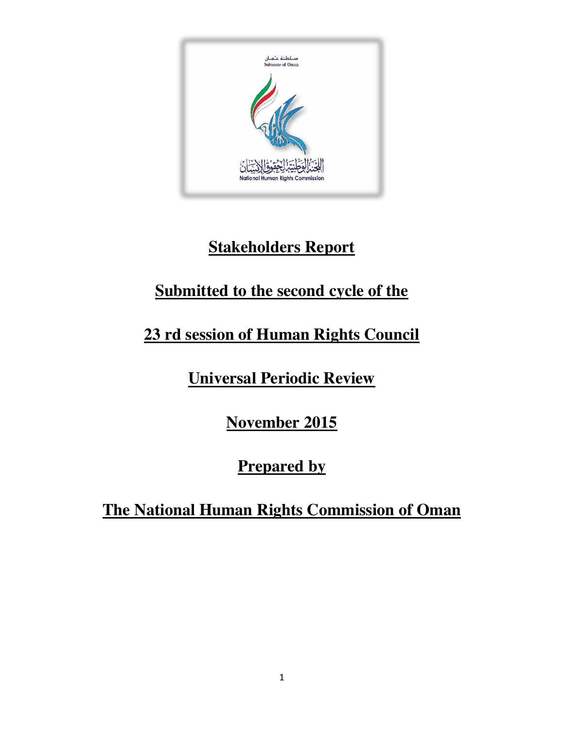سلطنة عُمان
Sultanate of Oman

اللجنة الوطنية لحقوق الإنسان
National Human Rights Commission

# Stakeholders Report

# Submitted to the second cycle of the

# 23 rd session of Human Rights Council

# Universal Periodic Review

# November 2015

# Prepared by

# The National Human Rights Commission of Oman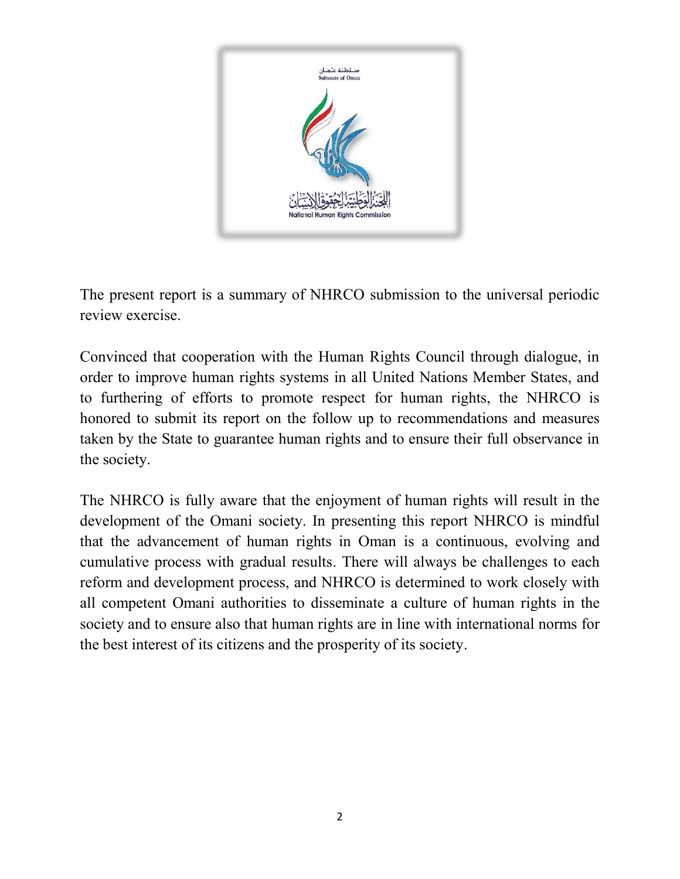The present report is a summary of NHRCO submission to the universal periodic review exercise.

Convinced that cooperation with the Human Rights Council through dialogue, in order to improve human rights systems in all United Nations Member States, and to furthering of efforts to promote respect for human rights, the NHRCO is honored to submit its report on the follow up to recommendations and measures taken by the State to guarantee human rights and to ensure their full observance in the society.

The NHRCO is fully aware that the enjoyment of human rights will result in the development of the Omani society. In presenting this report NHRCO is mindful that the advancement of human rights in Oman is a continuous, evolving and cumulative process with gradual results. There will always be challenges to each reform and development process, and NHRCO is determined to work closely with all competent Omani authorities to disseminate a culture of human rights in the society and to ensure also that human rights are in line with international norms for the best interest of its citizens and the prosperity of its society.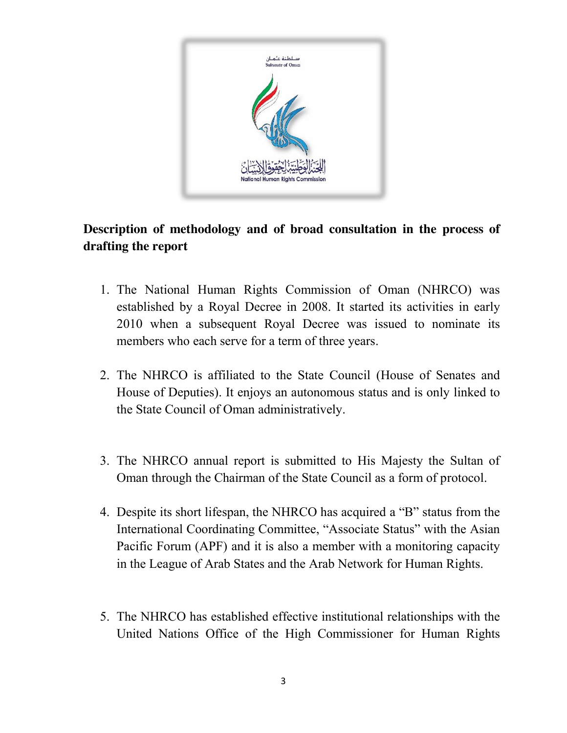**Description of methodology and of broad consultation in the process of drafting the report**

1. The National Human Rights Commission of Oman (NHRCO) was established by a Royal Decree in 2008. It started its activities in early 2010 when a subsequent Royal Decree was issued to nominate its members who each serve for a term of three years.

2. The NHRCO is affiliated to the State Council (House of Senates and House of Deputies). It enjoys an autonomous status and is only linked to the State Council of Oman administratively.

3. The NHRCO annual report is submitted to His Majesty the Sultan of Oman through the Chairman of the State Council as a form of protocol.

4. Despite its short lifespan, the NHRCO has acquired a "B" status from the International Coordinating Committee, "Associate Status" with the Asian Pacific Forum (APF) and it is also a member with a monitoring capacity in the League of Arab States and the Arab Network for Human Rights.

5. The NHRCO has established effective institutional relationships with the United Nations Office of the High Commissioner for Human Rights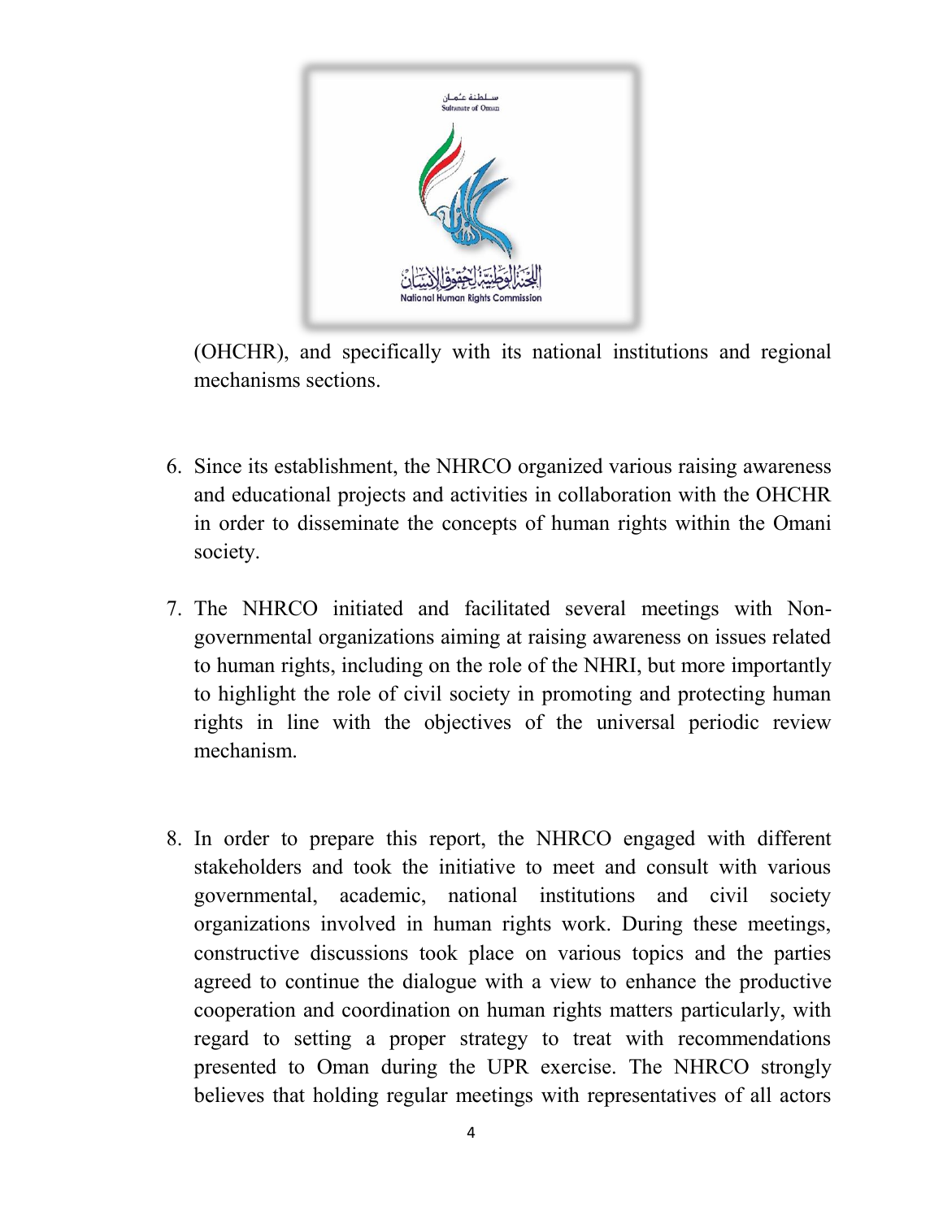(OHCHR), and specifically with its national institutions and regional mechanisms sections.

6. Since its establishment, the NHRCO organized various raising awareness and educational projects and activities in collaboration with the OHCHR in order to disseminate the concepts of human rights within the Omani society.

7. The NHRCO initiated and facilitated several meetings with Non-governmental organizations aiming at raising awareness on issues related to human rights, including on the role of the NHRI, but more importantly to highlight the role of civil society in promoting and protecting human rights in line with the objectives of the universal periodic review mechanism.

8. In order to prepare this report, the NHRCO engaged with different stakeholders and took the initiative to meet and consult with various governmental, academic, national institutions and civil society organizations involved in human rights work. During these meetings, constructive discussions took place on various topics and the parties agreed to continue the dialogue with a view to enhance the productive cooperation and coordination on human rights matters particularly, with regard to setting a proper strategy to treat with recommendations presented to Oman during the UPR exercise. The NHRCO strongly believes that holding regular meetings with representatives of all actors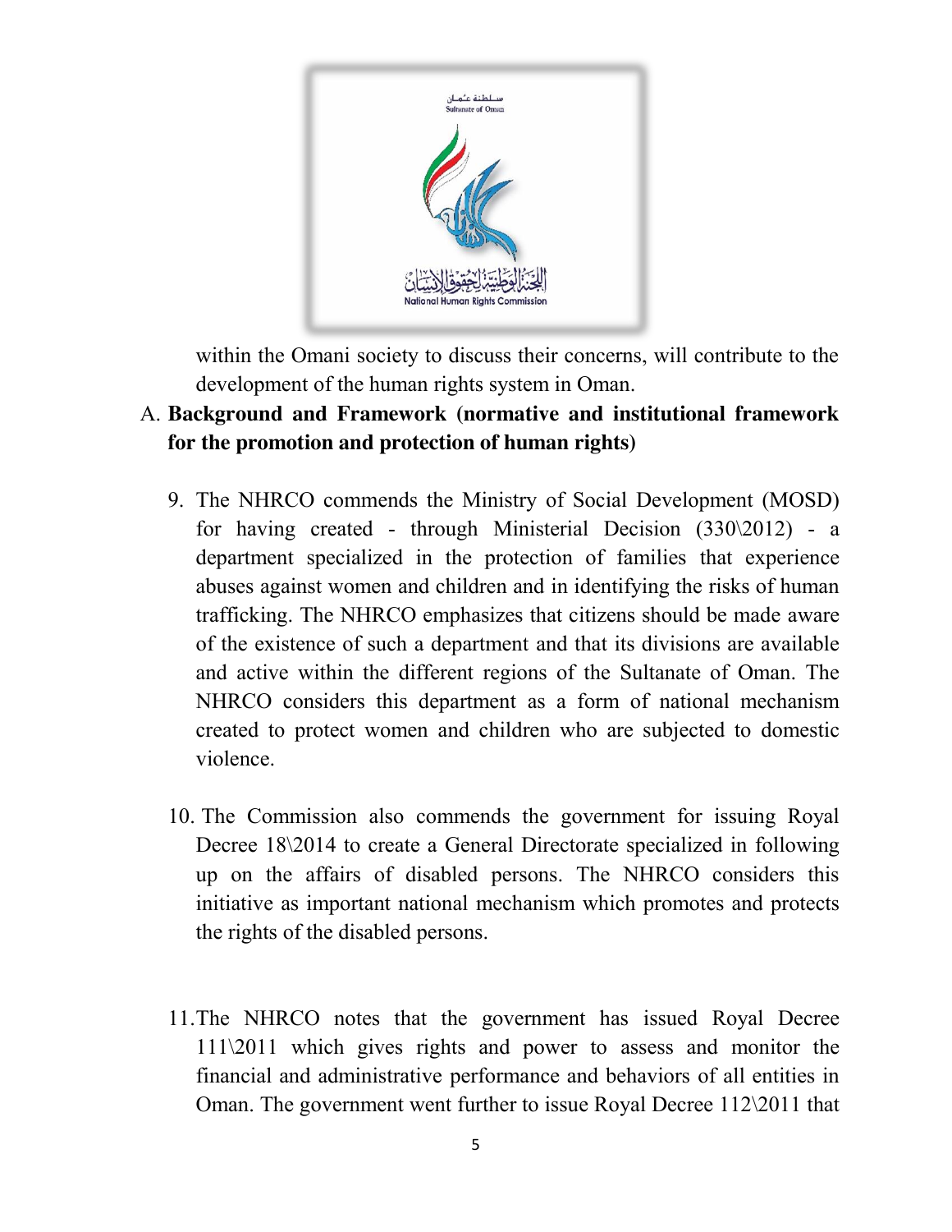within the Omani society to discuss their concerns, will contribute to the development of the human rights system in Oman.

A. **Background and Framework (normative and institutional framework for the promotion and protection of human rights)**

9. The NHRCO commends the Ministry of Social Development (MOSD) for having created - through Ministerial Decision (330\2012) - a department specialized in the protection of families that experience abuses against women and children and in identifying the risks of human trafficking. The NHRCO emphasizes that citizens should be made aware of the existence of such a department and that its divisions are available and active within the different regions of the Sultanate of Oman. The NHRCO considers this department as a form of national mechanism created to protect women and children who are subjected to domestic violence.

10. The Commission also commends the government for issuing Royal Decree 18\2014 to create a General Directorate specialized in following up on the affairs of disabled persons. The NHRCO considers this initiative as important national mechanism which promotes and protects the rights of the disabled persons.

11. The NHRCO notes that the government has issued Royal Decree 111\2011 which gives rights and power to assess and monitor the financial and administrative performance and behaviors of all entities in Oman. The government went further to issue Royal Decree 112\2011 that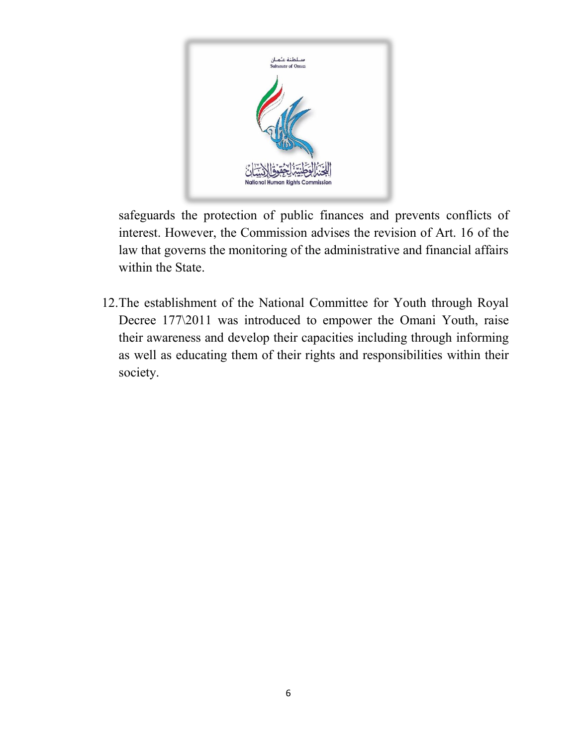safeguards the protection of public finances and prevents conflicts of interest. However, the Commission advises the revision of Art. 16 of the law that governs the monitoring of the administrative and financial affairs within the State.

12. The establishment of the National Committee for Youth through Royal Decree 177\2011 was introduced to empower the Omani Youth, raise their awareness and develop their capacities including through informing as well as educating them of their rights and responsibilities within their society.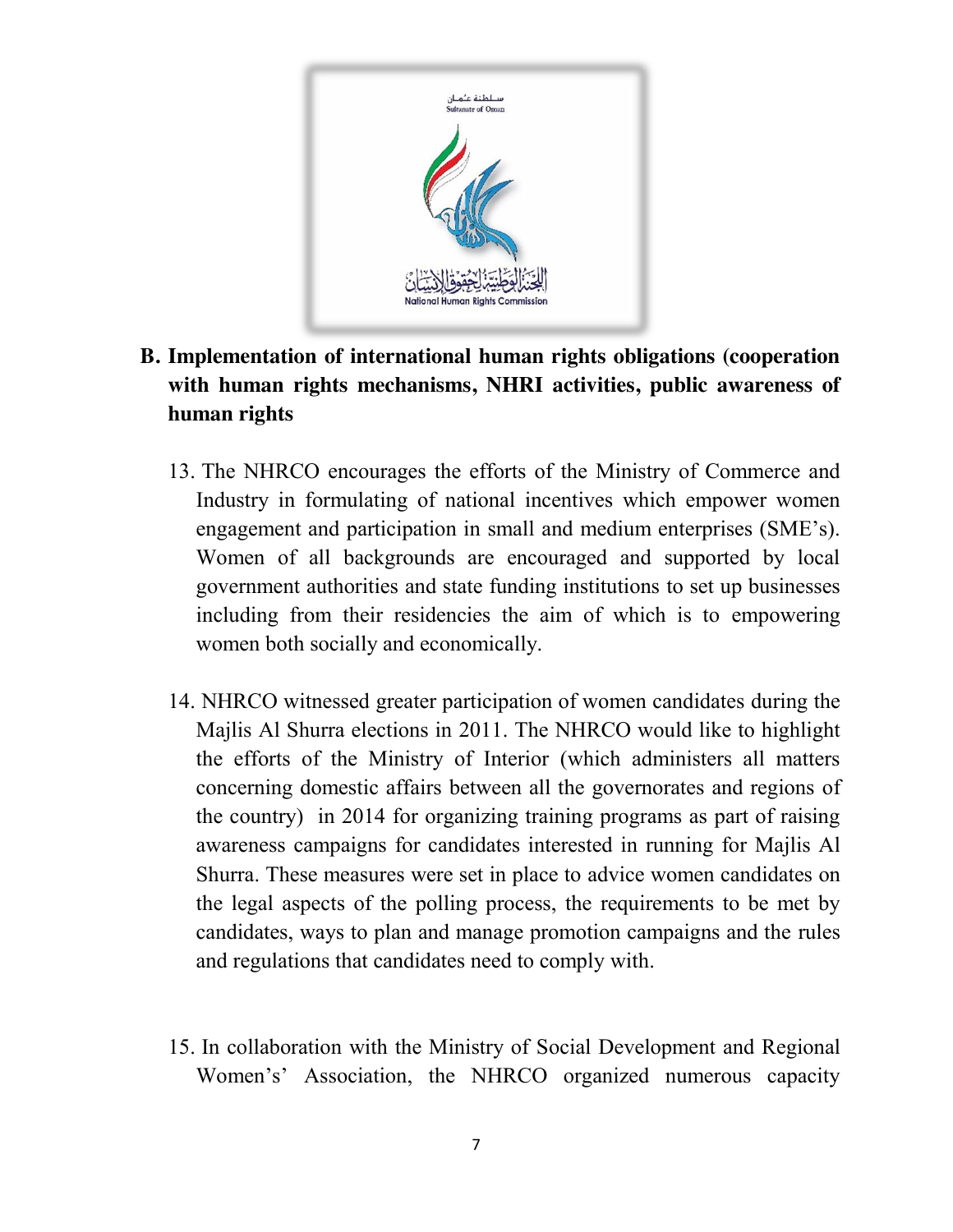## B. Implementation of international human rights obligations (cooperation with human rights mechanisms, NHRI activities, public awareness of human rights

13. The NHRCO encourages the efforts of the Ministry of Commerce and Industry in formulating of national incentives which empower women engagement and participation in small and medium enterprises (SME's). Women of all backgrounds are encouraged and supported by local government authorities and state funding institutions to set up businesses including from their residencies the aim of which is to empowering women both socially and economically.

14. NHRCO witnessed greater participation of women candidates during the Majlis Al Shurra elections in 2011. The NHRCO would like to highlight the efforts of the Ministry of Interior (which administers all matters concerning domestic affairs between all the governorates and regions of the country) in 2014 for organizing training programs as part of raising awareness campaigns for candidates interested in running for Majlis Al Shurra. These measures were set in place to advice women candidates on the legal aspects of the polling process, the requirements to be met by candidates, ways to plan and manage promotion campaigns and the rules and regulations that candidates need to comply with.

15. In collaboration with the Ministry of Social Development and Regional Women's' Association, the NHRCO organized numerous capacity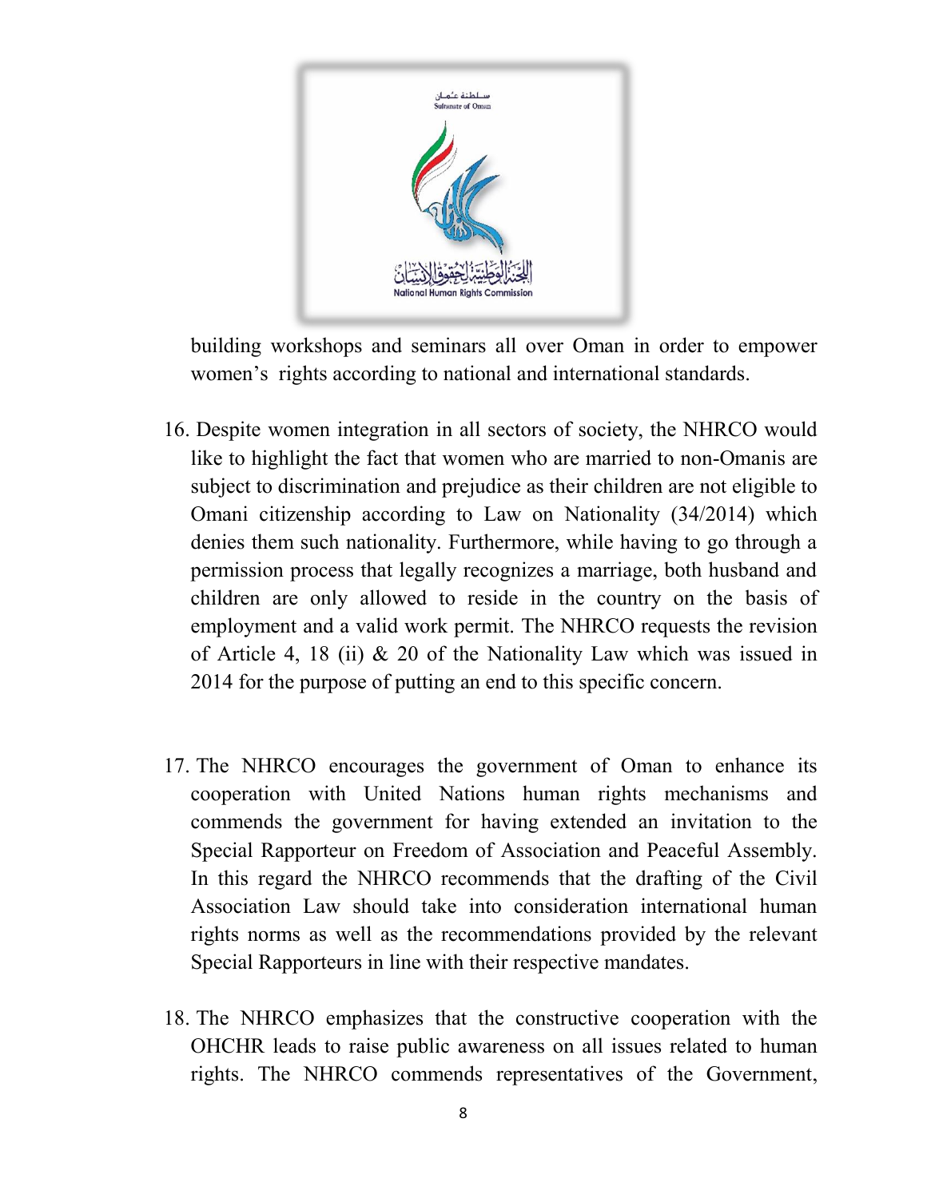building workshops and seminars all over Oman in order to empower women's rights according to national and international standards.

16. Despite women integration in all sectors of society, the NHRCO would like to highlight the fact that women who are married to non-Omanis are subject to discrimination and prejudice as their children are not eligible to Omani citizenship according to Law on Nationality (34/2014) which denies them such nationality. Furthermore, while having to go through a permission process that legally recognizes a marriage, both husband and children are only allowed to reside in the country on the basis of employment and a valid work permit. The NHRCO requests the revision of Article 4, 18 (ii) & 20 of the Nationality Law which was issued in 2014 for the purpose of putting an end to this specific concern.

17. The NHRCO encourages the government of Oman to enhance its cooperation with United Nations human rights mechanisms and commends the government for having extended an invitation to the Special Rapporteur on Freedom of Association and Peaceful Assembly. In this regard the NHRCO recommends that the drafting of the Civil Association Law should take into consideration international human rights norms as well as the recommendations provided by the relevant Special Rapporteurs in line with their respective mandates.

18. The NHRCO emphasizes that the constructive cooperation with the OHCHR leads to raise public awareness on all issues related to human rights. The NHRCO commends representatives of the Government,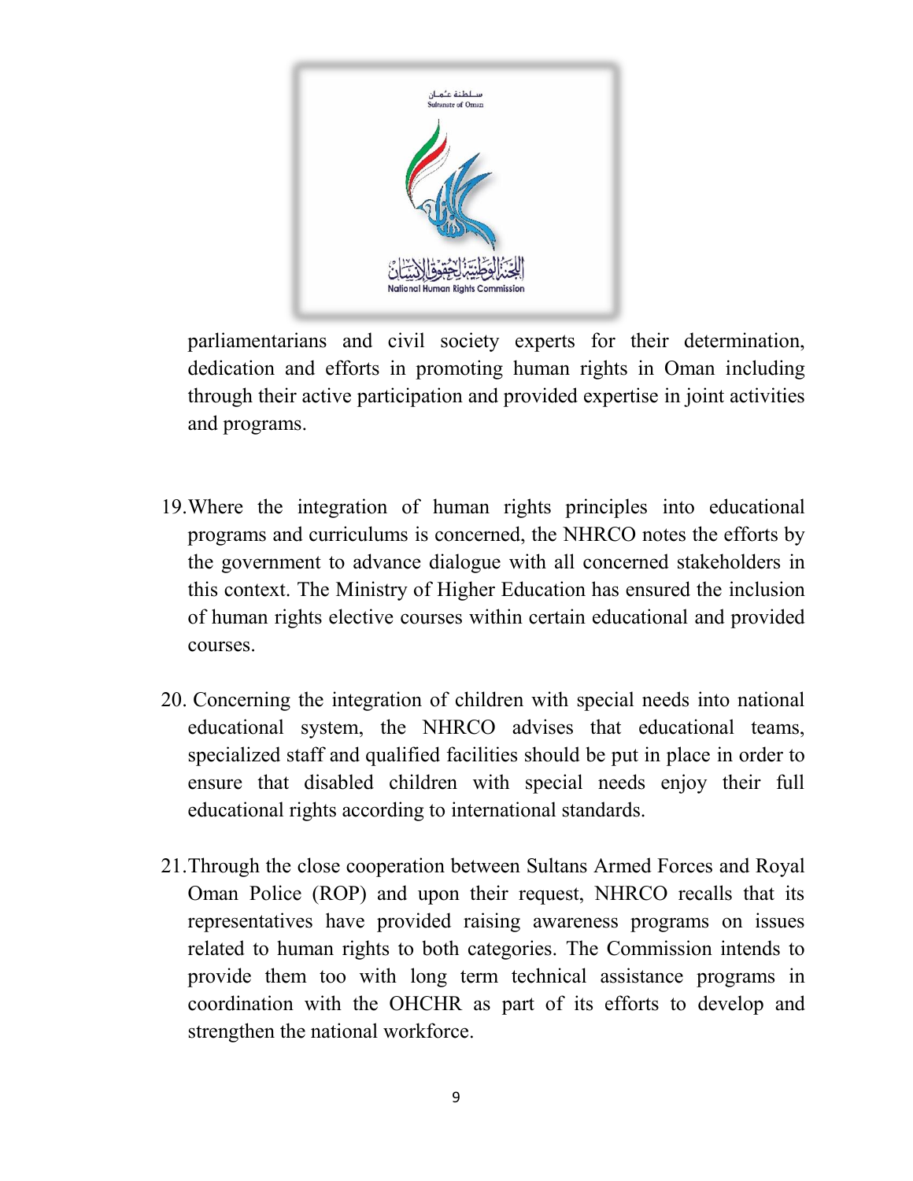parliamentarians and civil society experts for their determination, dedication and efforts in promoting human rights in Oman including through their active participation and provided expertise in joint activities and programs.

19. Where the integration of human rights principles into educational programs and curriculums is concerned, the NHRCO notes the efforts by the government to advance dialogue with all concerned stakeholders in this context. The Ministry of Higher Education has ensured the inclusion of human rights elective courses within certain educational and provided courses.

20. Concerning the integration of children with special needs into national educational system, the NHRCO advises that educational teams, specialized staff and qualified facilities should be put in place in order to ensure that disabled children with special needs enjoy their full educational rights according to international standards.

21. Through the close cooperation between Sultans Armed Forces and Royal Oman Police (ROP) and upon their request, NHRCO recalls that its representatives have provided raising awareness programs on issues related to human rights to both categories. The Commission intends to provide them too with long term technical assistance programs in coordination with the OHCHR as part of its efforts to develop and strengthen the national workforce.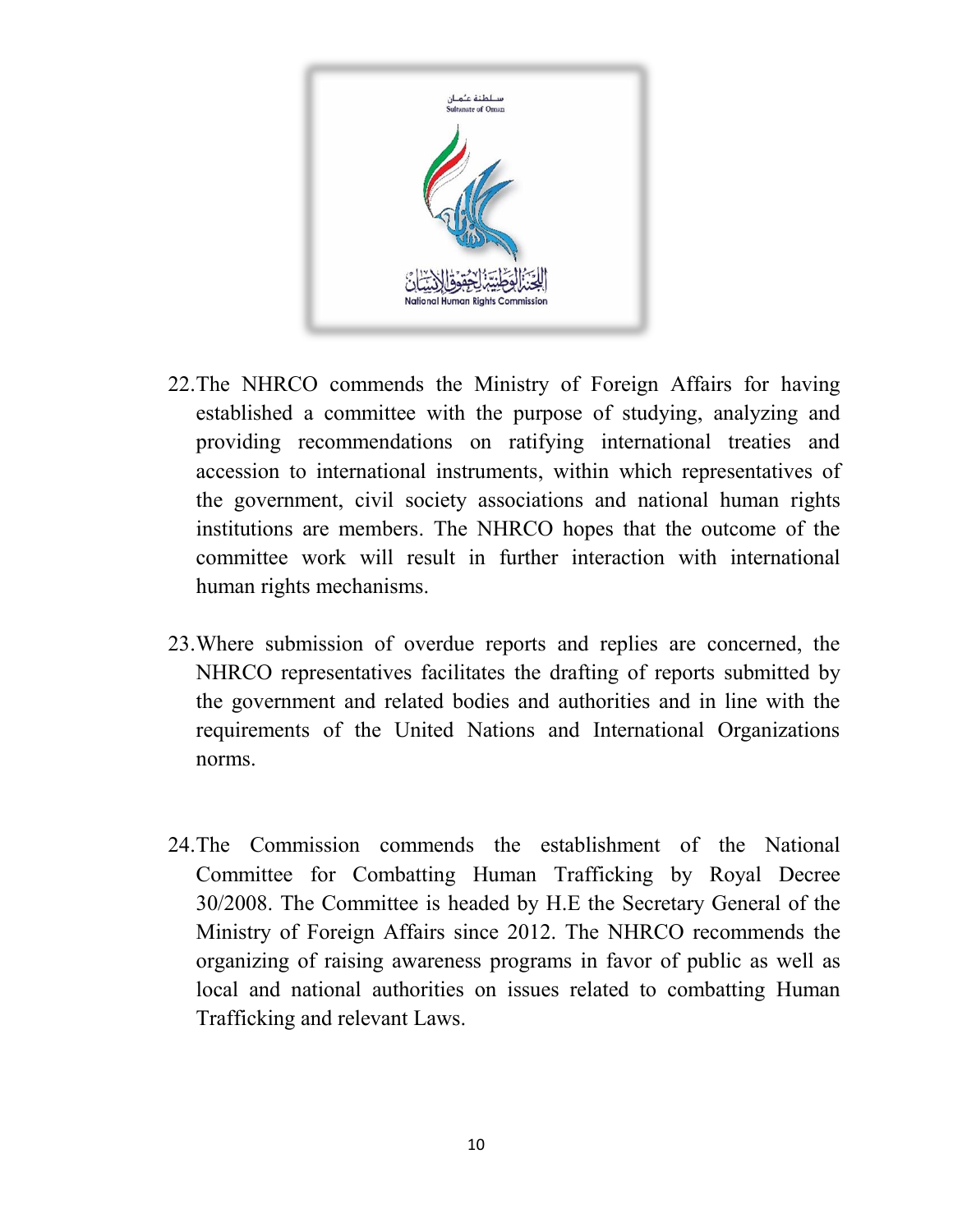22. The NHRCO commends the Ministry of Foreign Affairs for having established a committee with the purpose of studying, analyzing and providing recommendations on ratifying international treaties and accession to international instruments, within which representatives of the government, civil society associations and national human rights institutions are members. The NHRCO hopes that the outcome of the committee work will result in further interaction with international human rights mechanisms.

23. Where submission of overdue reports and replies are concerned, the NHRCO representatives facilitates the drafting of reports submitted by the government and related bodies and authorities and in line with the requirements of the United Nations and International Organizations norms.

24. The Commission commends the establishment of the National Committee for Combatting Human Trafficking by Royal Decree 30/2008. The Committee is headed by H.E the Secretary General of the Ministry of Foreign Affairs since 2012. The NHRCO recommends the organizing of raising awareness programs in favor of public as well as local and national authorities on issues related to combatting Human Trafficking and relevant Laws.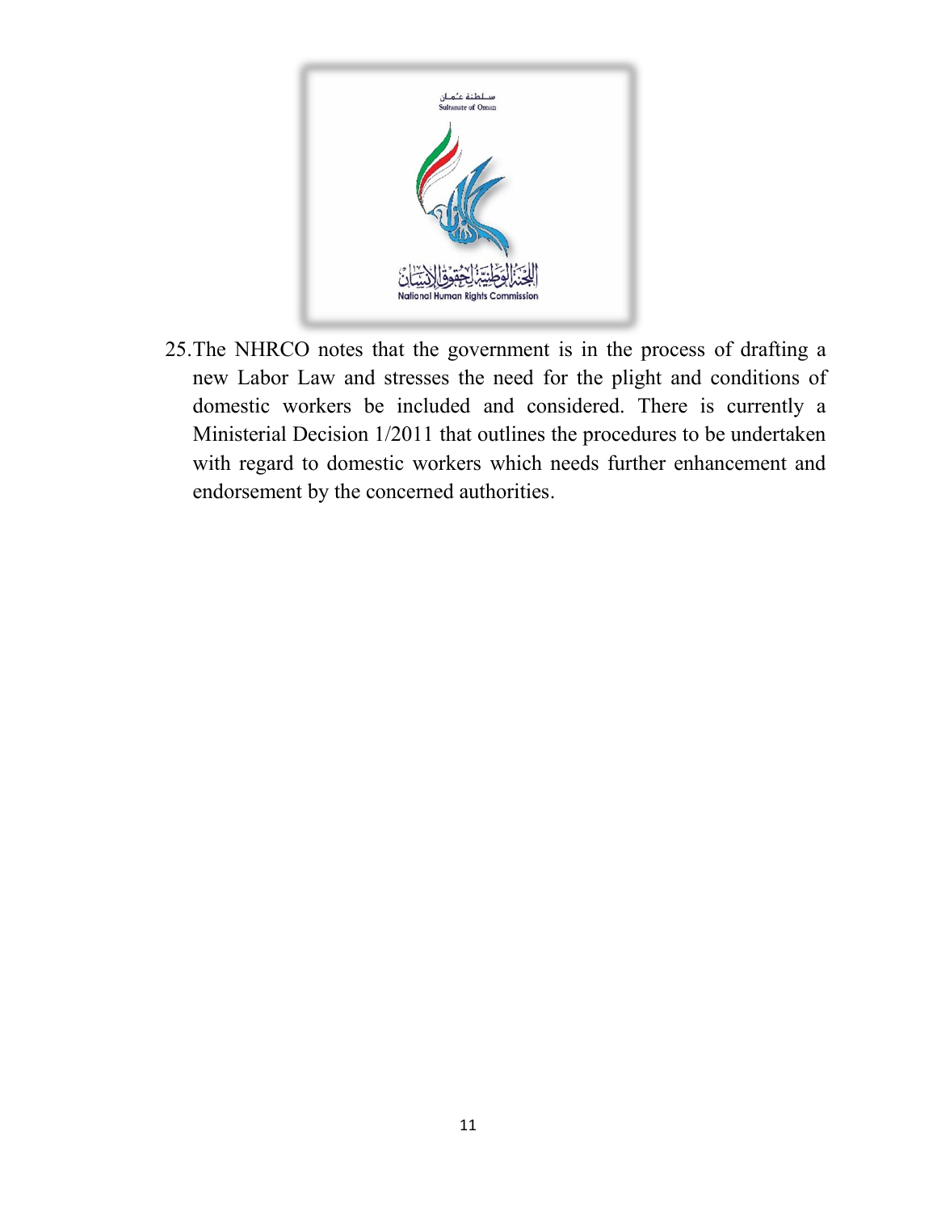25. The NHRCO notes that the government is in the process of drafting a new Labor Law and stresses the need for the plight and conditions of domestic workers be included and considered. There is currently a Ministerial Decision 1/2011 that outlines the procedures to be undertaken with regard to domestic workers which needs further enhancement and endorsement by the concerned authorities.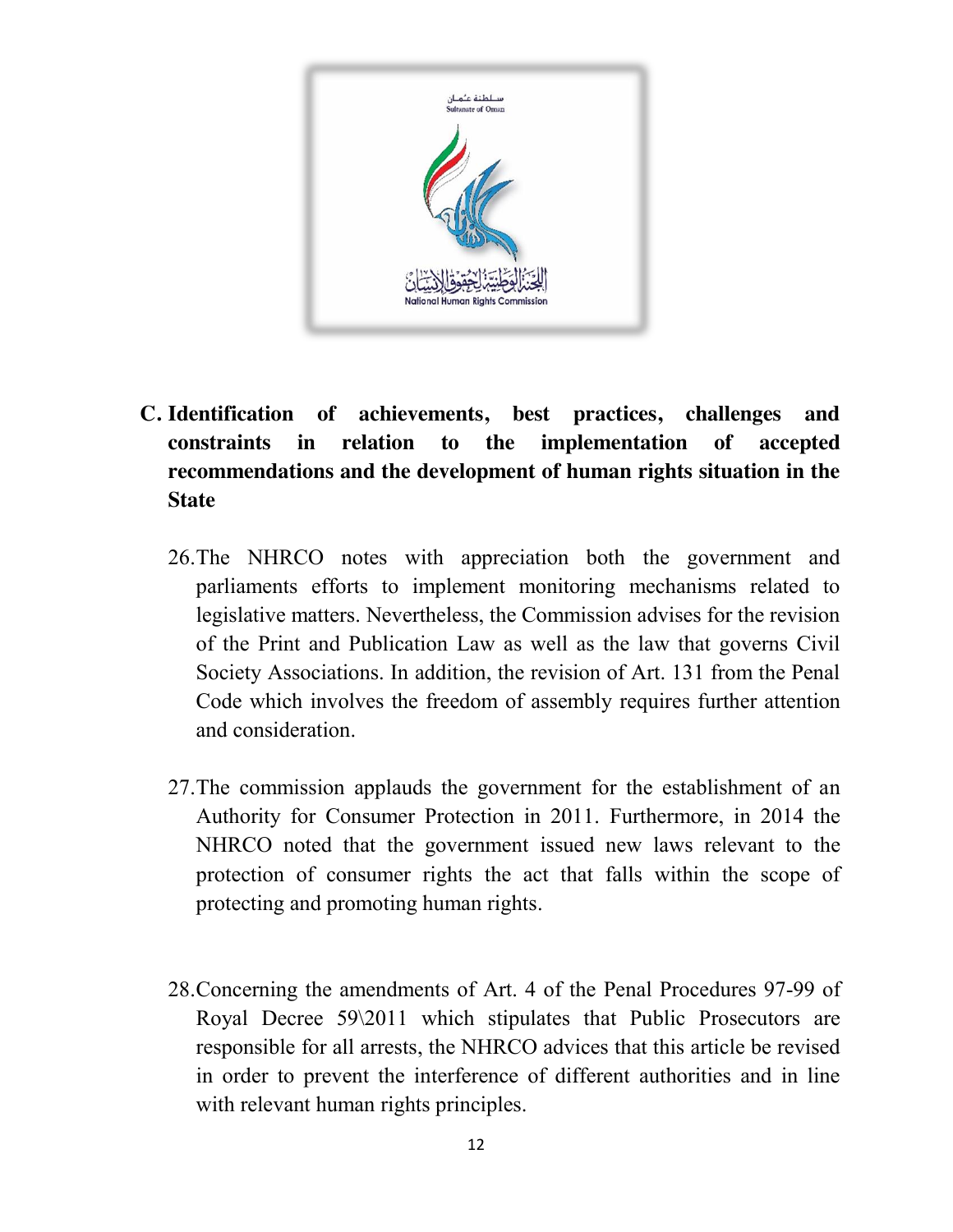## C. Identification of achievements, best practices, challenges and constraints in relation to the implementation of accepted recommendations and the development of human rights situation in the State

26. The NHRCO notes with appreciation both the government and parliaments efforts to implement monitoring mechanisms related to legislative matters. Nevertheless, the Commission advises for the revision of the Print and Publication Law as well as the law that governs Civil Society Associations. In addition, the revision of Art. 131 from the Penal Code which involves the freedom of assembly requires further attention and consideration.

27. The commission applauds the government for the establishment of an Authority for Consumer Protection in 2011. Furthermore, in 2014 the NHRCO noted that the government issued new laws relevant to the protection of consumer rights the act that falls within the scope of protecting and promoting human rights.

28. Concerning the amendments of Art. 4 of the Penal Procedures 97-99 of Royal Decree 59\2011 which stipulates that Public Prosecutors are responsible for all arrests, the NHRCO advices that this article be revised in order to prevent the interference of different authorities and in line with relevant human rights principles.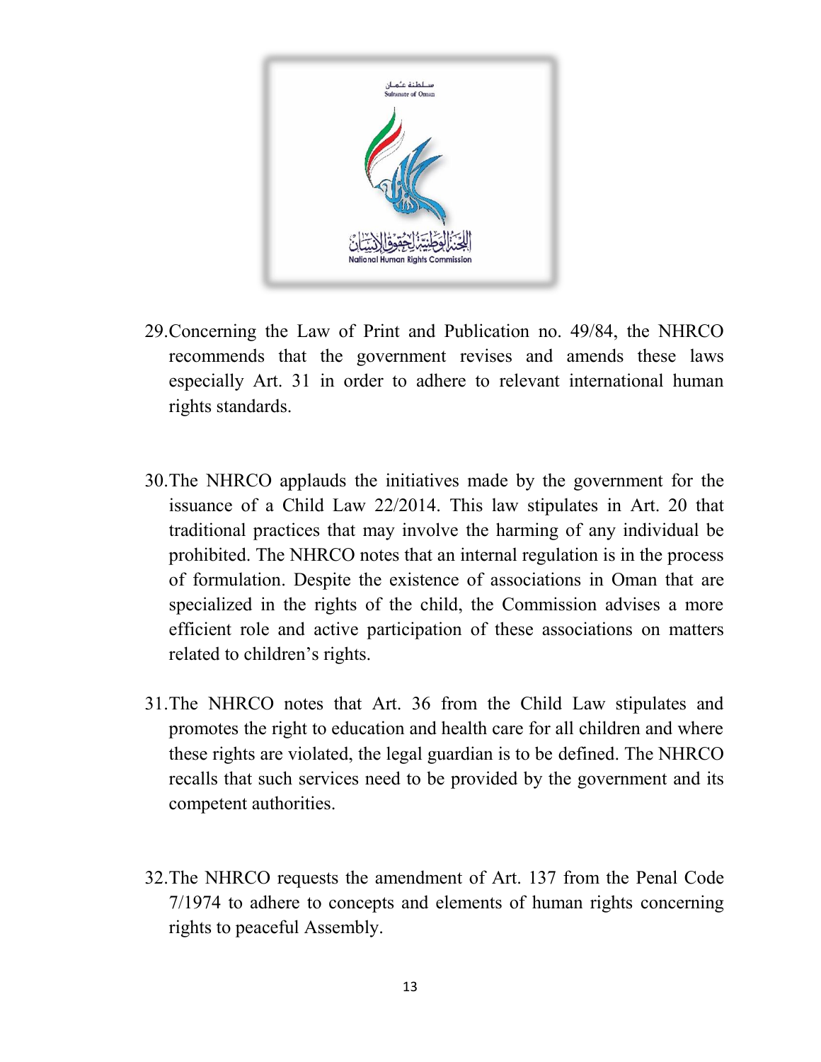29. Concerning the Law of Print and Publication no. 49/84, the NHRCO recommends that the government revises and amends these laws especially Art. 31 in order to adhere to relevant international human rights standards.

30. The NHRCO applauds the initiatives made by the government for the issuance of a Child Law 22/2014. This law stipulates in Art. 20 that traditional practices that may involve the harming of any individual be prohibited. The NHRCO notes that an internal regulation is in the process of formulation. Despite the existence of associations in Oman that are specialized in the rights of the child, the Commission advises a more efficient role and active participation of these associations on matters related to children's rights.

31. The NHRCO notes that Art. 36 from the Child Law stipulates and promotes the right to education and health care for all children and where these rights are violated, the legal guardian is to be defined. The NHRCO recalls that such services need to be provided by the government and its competent authorities.

32. The NHRCO requests the amendment of Art. 137 from the Penal Code 7/1974 to adhere to concepts and elements of human rights concerning rights to peaceful Assembly.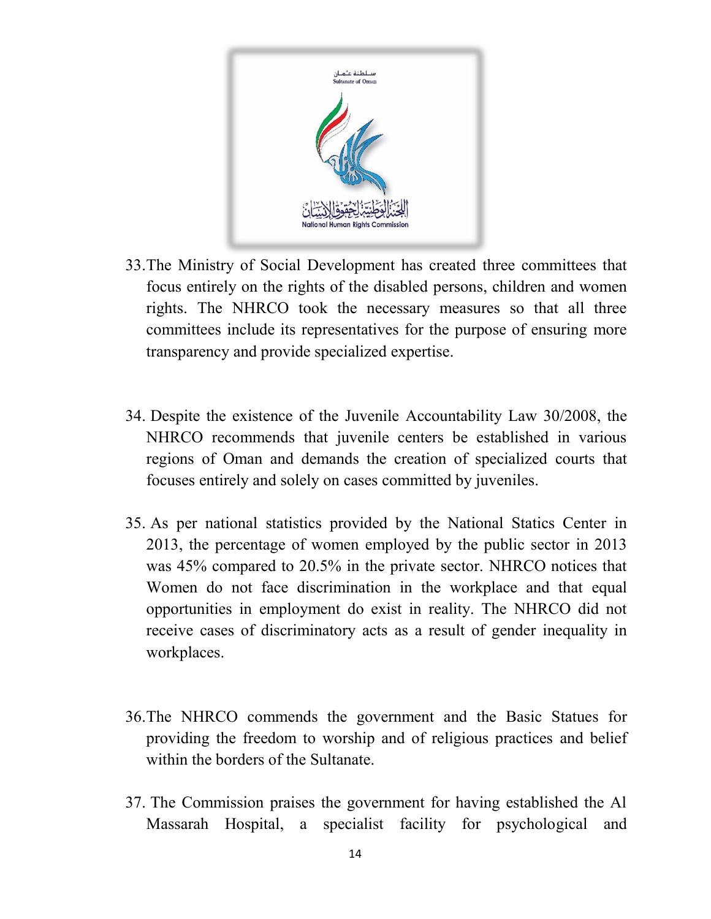33. The Ministry of Social Development has created three committees that focus entirely on the rights of the disabled persons, children and women rights. The NHRCO took the necessary measures so that all three committees include its representatives for the purpose of ensuring more transparency and provide specialized expertise.

34. Despite the existence of the Juvenile Accountability Law 30/2008, the NHRCO recommends that juvenile centers be established in various regions of Oman and demands the creation of specialized courts that focuses entirely and solely on cases committed by juveniles.

35. As per national statistics provided by the National Statics Center in 2013, the percentage of women employed by the public sector in 2013 was 45% compared to 20.5% in the private sector. NHRCO notices that Women do not face discrimination in the workplace and that equal opportunities in employment do exist in reality. The NHRCO did not receive cases of discriminatory acts as a result of gender inequality in workplaces.

36. The NHRCO commends the government and the Basic Statues for providing the freedom to worship and of religious practices and belief within the borders of the Sultanate.

37. The Commission praises the government for having established the Al Massarah Hospital, a specialist facility for psychological and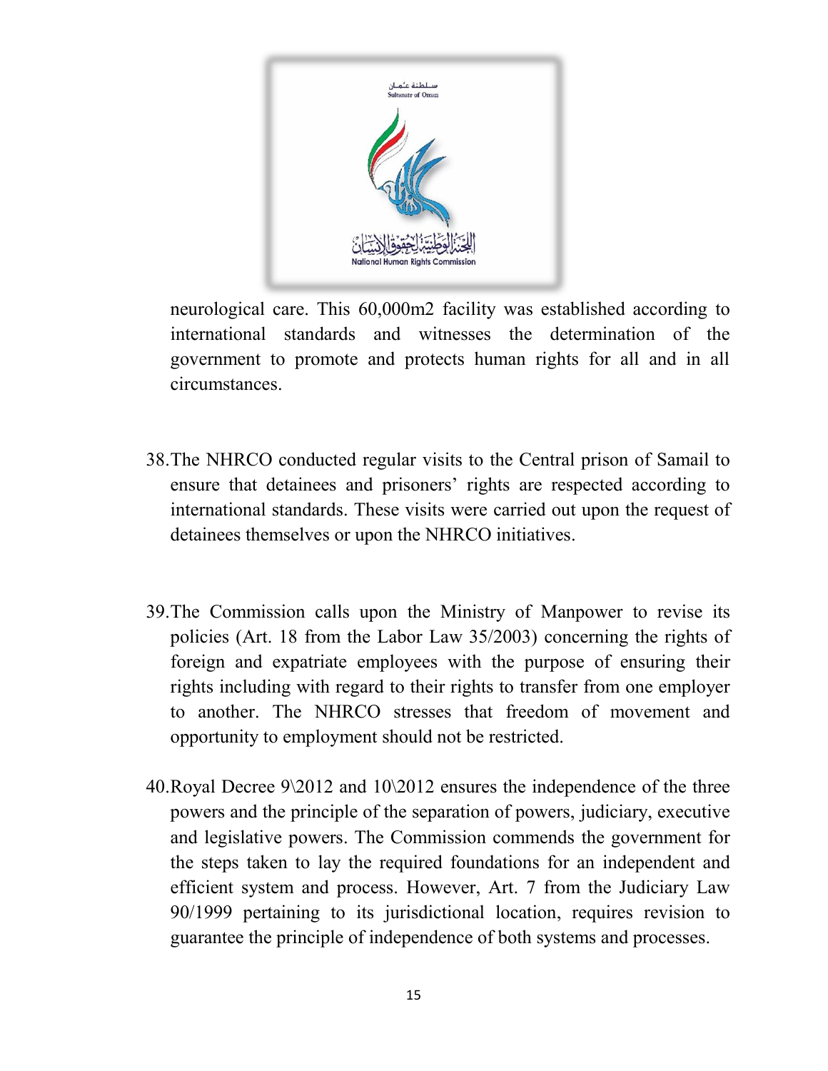neurological care. This 60,000m2 facility was established according to international standards and witnesses the determination of the government to promote and protects human rights for all and in all circumstances.

38. The NHRCO conducted regular visits to the Central prison of Samail to ensure that detainees and prisoners' rights are respected according to international standards. These visits were carried out upon the request of detainees themselves or upon the NHRCO initiatives.

39. The Commission calls upon the Ministry of Manpower to revise its policies (Art. 18 from the Labor Law 35/2003) concerning the rights of foreign and expatriate employees with the purpose of ensuring their rights including with regard to their rights to transfer from one employer to another. The NHRCO stresses that freedom of movement and opportunity to employment should not be restricted.

40. Royal Decree 9\2012 and 10\2012 ensures the independence of the three powers and the principle of the separation of powers, judiciary, executive and legislative powers. The Commission commends the government for the steps taken to lay the required foundations for an independent and efficient system and process. However, Art. 7 from the Judiciary Law 90/1999 pertaining to its jurisdictional location, requires revision to guarantee the principle of independence of both systems and processes.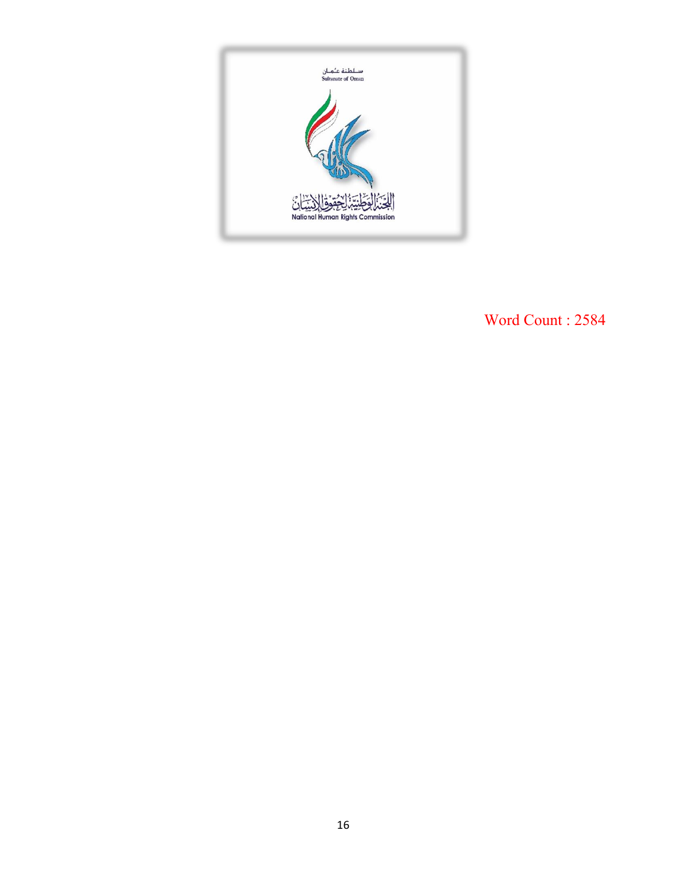سلطنة عُمان
Sultanate of Oman

اللجنة الوطنية لحقوق الإنسان
National Human Rights Commission

Word Count : 2584